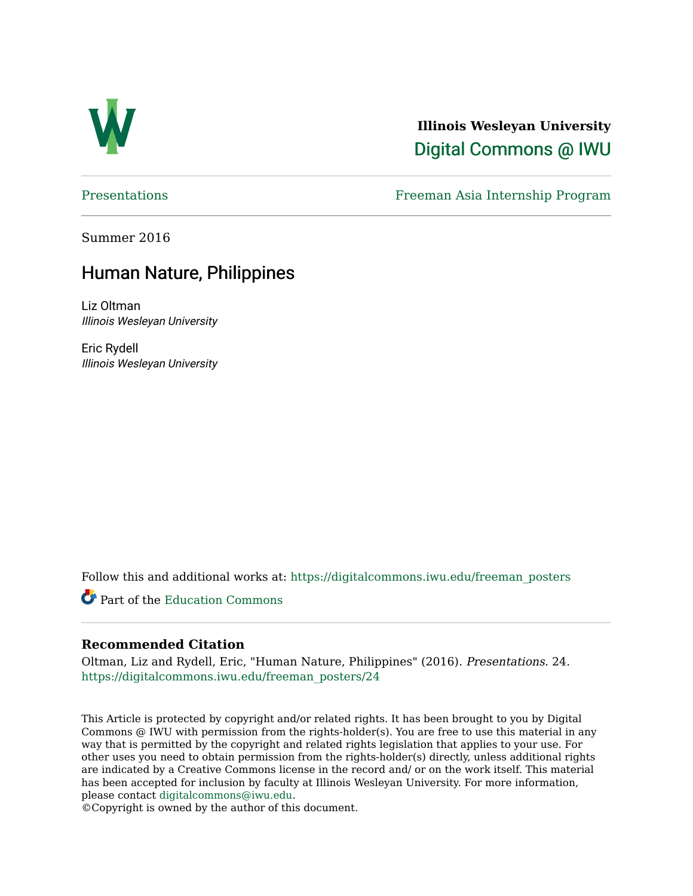**Illinois Wesleyan University**

Digital Commons @ IWU

Presentations | Freeman Asia Internship Program

Summer 2016

# Human Nature, Philippines

Liz Oltman
*Illinois Wesleyan University*

Eric Rydell
*Illinois Wesleyan University*

Follow this and additional works at: https://digitalcommons.iwu.edu/freeman_posters

Part of the Education Commons

### Recommended Citation

Oltman, Liz and Rydell, Eric, "Human Nature, Philippines" (2016). *Presentations*. 24.
https://digitalcommons.iwu.edu/freeman_posters/24

This Article is protected by copyright and/or related rights. It has been brought to you by Digital Commons @ IWU with permission from the rights-holder(s). You are free to use this material in any way that is permitted by the copyright and related rights legislation that applies to your use. For other uses you need to obtain permission from the rights-holder(s) directly, unless additional rights are indicated by a Creative Commons license in the record and/ or on the work itself. This material has been accepted for inclusion by faculty at Illinois Wesleyan University. For more information, please contact digitalcommons@iwu.edu.
©Copyright is owned by the author of this document.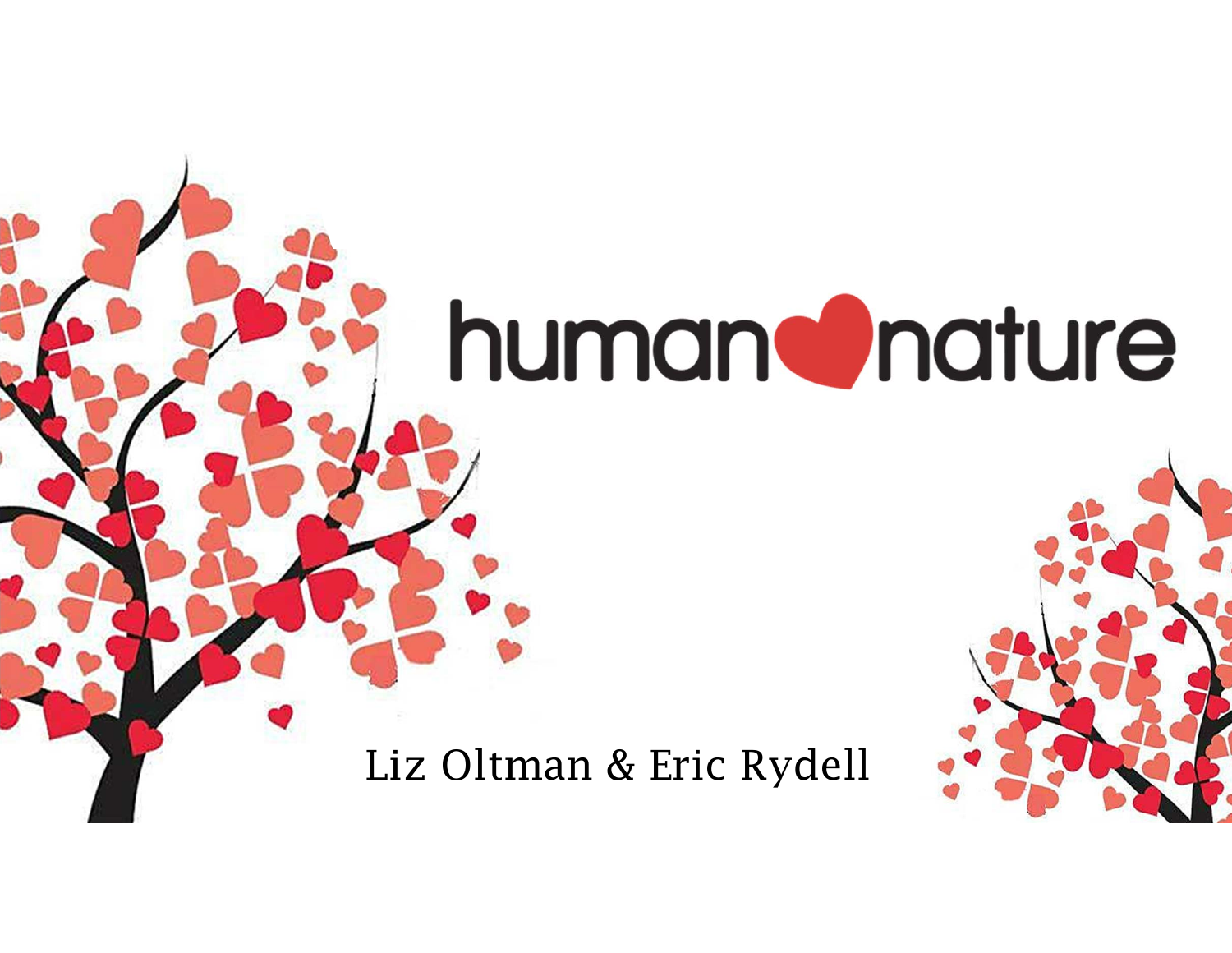# human♥nature

Liz Oltman & Eric Rydell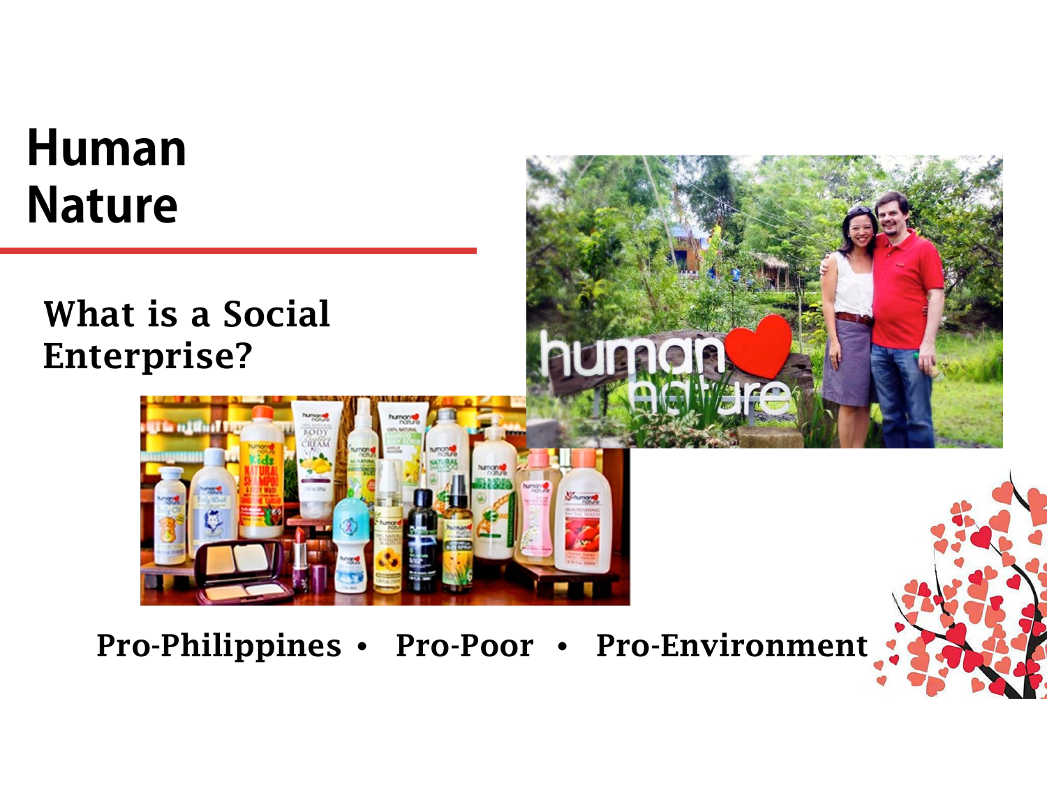# Human Nature

## What is a Social Enterprise?

Pro-Philippines • Pro-Poor • Pro-Environment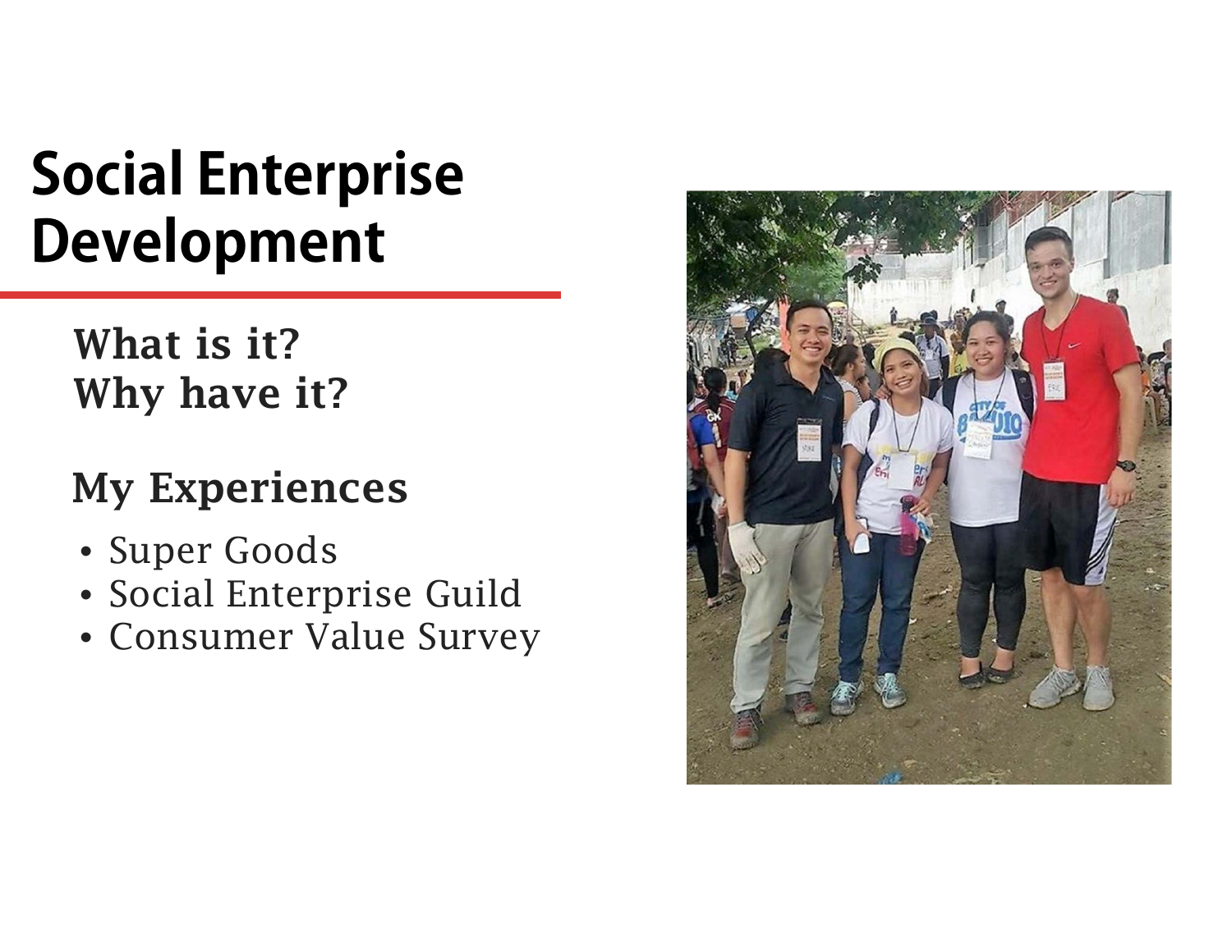# Social Enterprise Development

**What is it?**
**Why have it?**

## My Experiences

- Super Goods
- Social Enterprise Guild
- Consumer Value Survey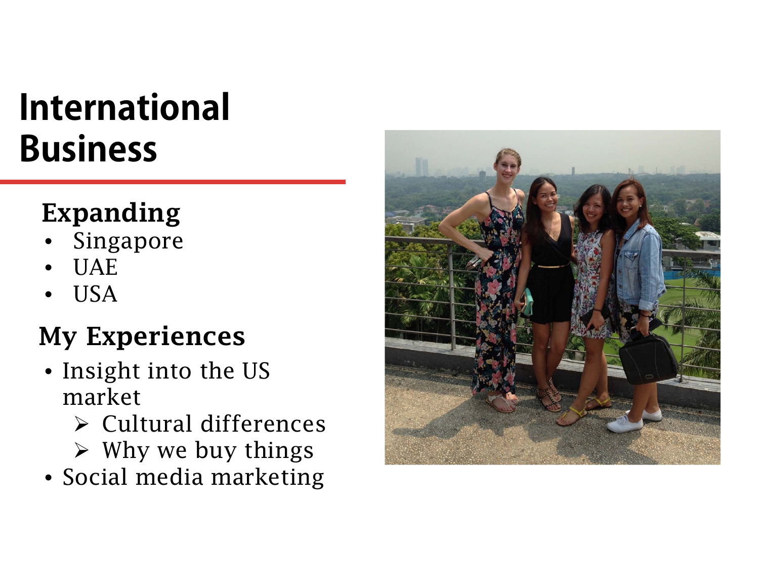# International Business

## Expanding

- Singapore
- UAE
- USA

## My Experiences

- Insight into the US market
  - Cultural differences
  - Why we buy things
- Social media marketing